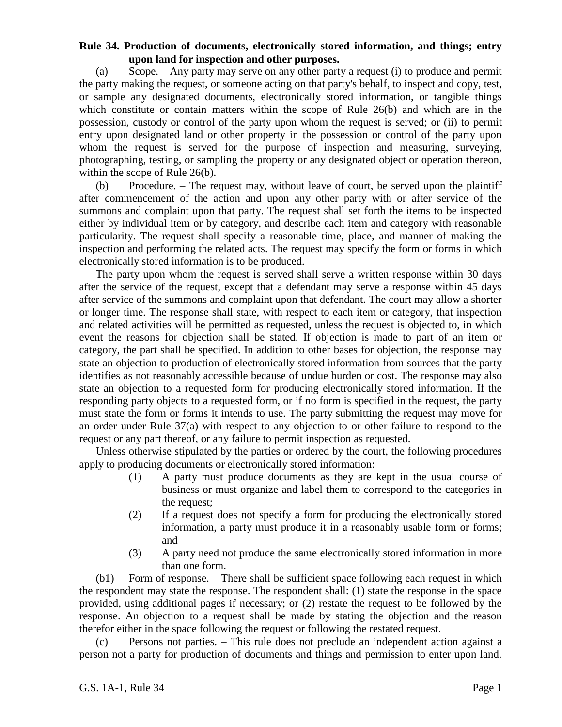**Rule 34. Production of documents, electronically stored information, and things; entry upon land for inspection and other purposes.**

(a) Scope. – Any party may serve on any other party a request (i) to produce and permit the party making the request, or someone acting on that party's behalf, to inspect and copy, test, or sample any designated documents, electronically stored information, or tangible things which constitute or contain matters within the scope of Rule 26(b) and which are in the possession, custody or control of the party upon whom the request is served; or (ii) to permit entry upon designated land or other property in the possession or control of the party upon whom the request is served for the purpose of inspection and measuring, surveying, photographing, testing, or sampling the property or any designated object or operation thereon, within the scope of Rule 26(b).

(b) Procedure. – The request may, without leave of court, be served upon the plaintiff after commencement of the action and upon any other party with or after service of the summons and complaint upon that party. The request shall set forth the items to be inspected either by individual item or by category, and describe each item and category with reasonable particularity. The request shall specify a reasonable time, place, and manner of making the inspection and performing the related acts. The request may specify the form or forms in which electronically stored information is to be produced.

The party upon whom the request is served shall serve a written response within 30 days after the service of the request, except that a defendant may serve a response within 45 days after service of the summons and complaint upon that defendant. The court may allow a shorter or longer time. The response shall state, with respect to each item or category, that inspection and related activities will be permitted as requested, unless the request is objected to, in which event the reasons for objection shall be stated. If objection is made to part of an item or category, the part shall be specified. In addition to other bases for objection, the response may state an objection to production of electronically stored information from sources that the party identifies as not reasonably accessible because of undue burden or cost. The response may also state an objection to a requested form for producing electronically stored information. If the responding party objects to a requested form, or if no form is specified in the request, the party must state the form or forms it intends to use. The party submitting the request may move for an order under Rule 37(a) with respect to any objection to or other failure to respond to the request or any part thereof, or any failure to permit inspection as requested.

Unless otherwise stipulated by the parties or ordered by the court, the following procedures apply to producing documents or electronically stored information:

(1) A party must produce documents as they are kept in the usual course of business or must organize and label them to correspond to the categories in the request;

(2) If a request does not specify a form for producing the electronically stored information, a party must produce it in a reasonably usable form or forms; and

(3) A party need not produce the same electronically stored information in more than one form.

(b1) Form of response. – There shall be sufficient space following each request in which the respondent may state the response. The respondent shall: (1) state the response in the space provided, using additional pages if necessary; or (2) restate the request to be followed by the response. An objection to a request shall be made by stating the objection and the reason therefor either in the space following the request or following the restated request.

(c) Persons not parties. – This rule does not preclude an independent action against a person not a party for production of documents and things and permission to enter upon land.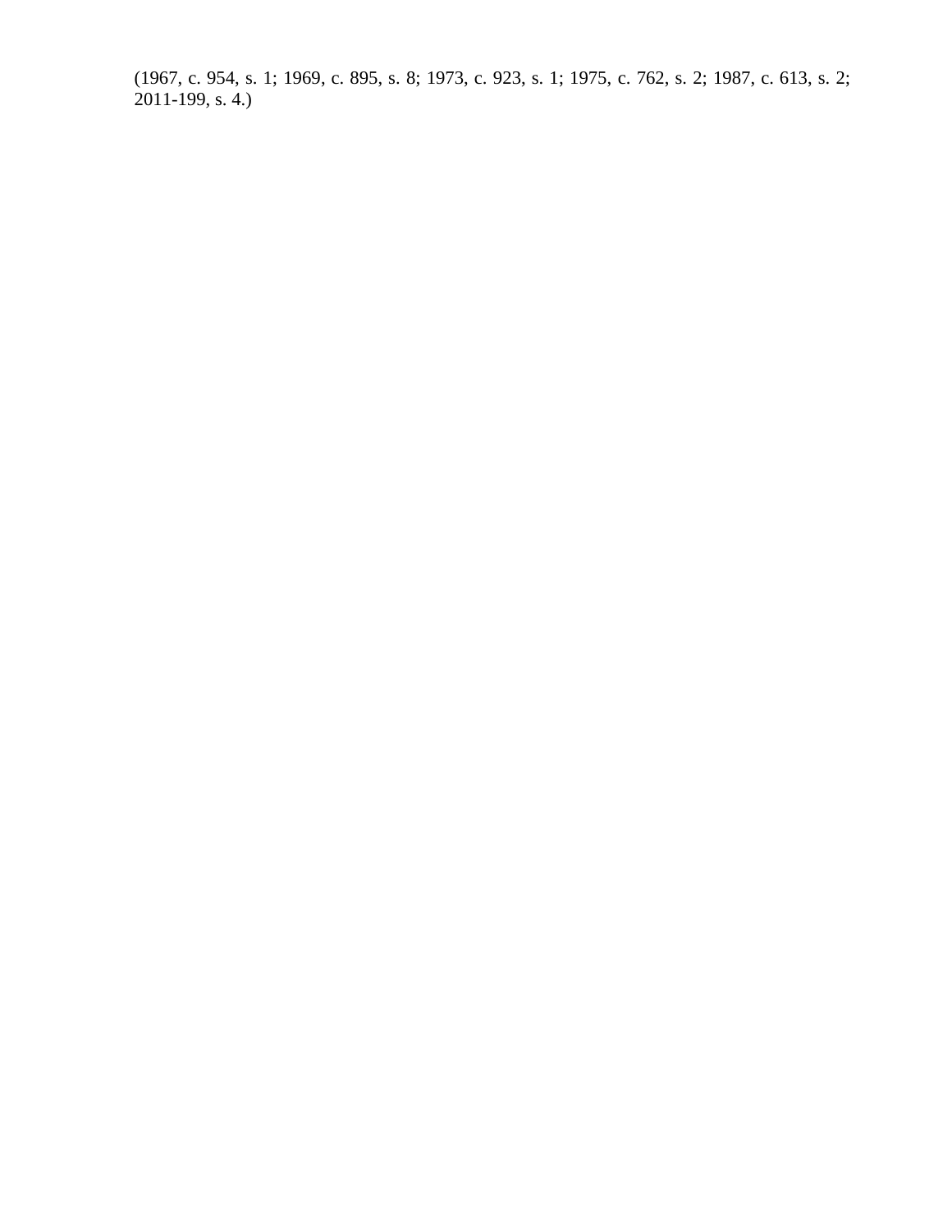(1967, c. 954, s. 1; 1969, c. 895, s. 8; 1973, c. 923, s. 1; 1975, c. 762, s. 2; 1987, c. 613, s. 2; 2011-199, s. 4.)